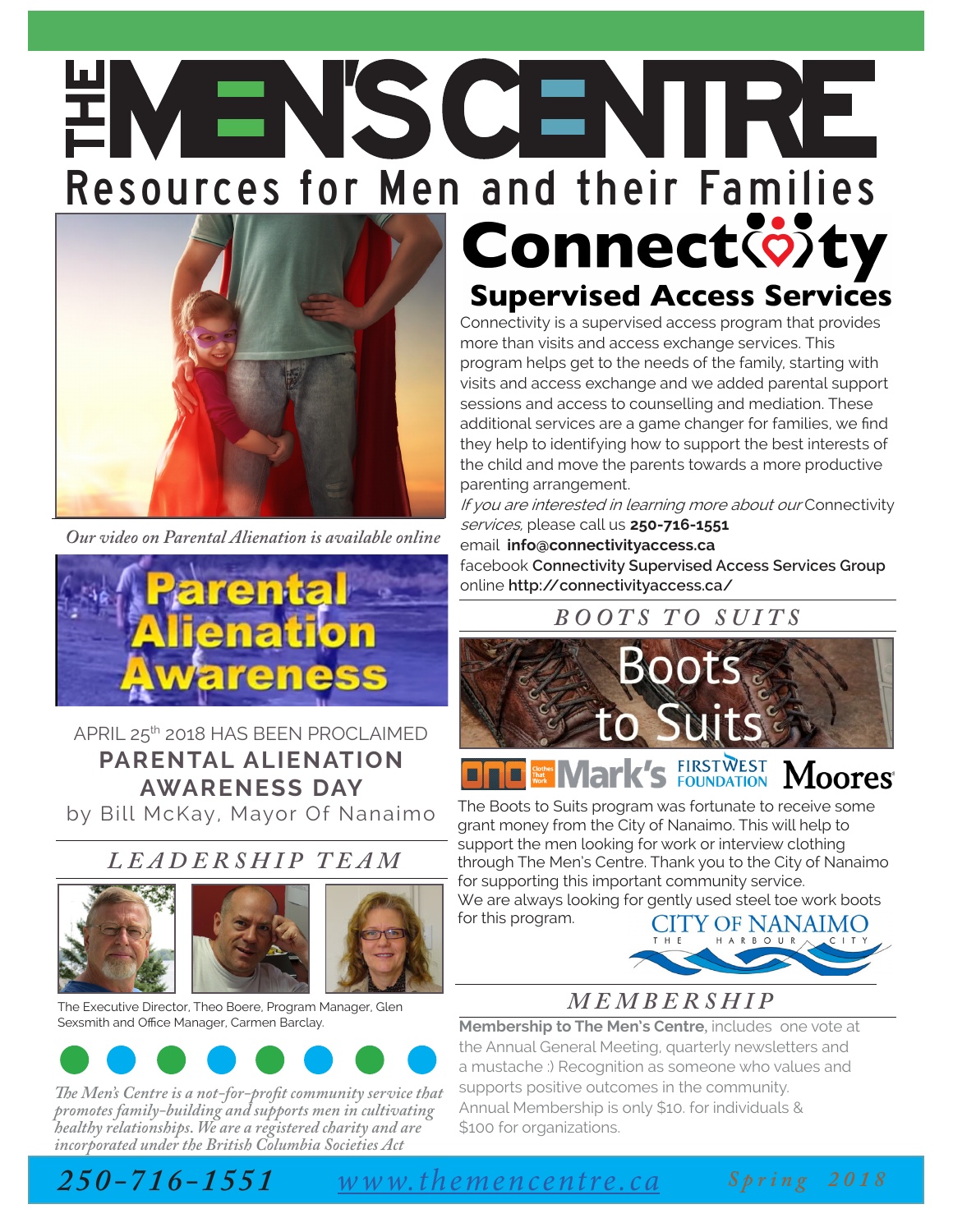# THE MEN'S CENTRE

## Resources for Men and their Families

*Our video on Parental Alienation is available online*

Parental Alienation Awareness

APRIL 25th 2018 HAS BEEN PROCLAIMED
**PARENTAL ALIENATION AWARENESS DAY**
by Bill McKay, Mayor Of Nanaimo

## *LEADERSHIP TEAM*

The Executive Director, Theo Boere, Program Manager, Glen Sexsmith and Office Manager, Carmen Barclay.

*The Men's Centre is a not-for-profit community service that promotes family-building and supports men in cultivating healthy relationships. We are a registered charity and are incorporated under the British Columbia Societies Act*

## Connectivity

### Supervised Access Services

Connectivity is a supervised access program that provides more than visits and access exchange services. This program helps get to the needs of the family, starting with visits and access exchange and we added parental support sessions and access to counselling and mediation. These additional services are a game changer for families, we find they help to identifying how to support the best interests of the child and move the parents towards a more productive parenting arrangement.

*If you are interested in learning more about our* Connectivity *services,* please call us **250-716-1551**
email **info@connectivityaccess.ca**
facebook **Connectivity Supervised Access Services Group**
online **http://connectivityaccess.ca/**

## *BOOTS TO SUITS*

Boots to Suits

Clothes That Work | Mark's | FIRSTWEST FOUNDATION | Moores

The Boots to Suits program was fortunate to receive some grant money from the City of Nanaimo. This will help to support the men looking for work or interview clothing through The Men's Centre. Thank you to the City of Nanaimo for supporting this important community service.
We are always looking for gently used steel toe work boots for this program.

CITY OF NANAIMO — THE HARBOUR CITY

## *MEMBERSHIP*

**Membership to The Men's Centre,** includes one vote at the Annual General Meeting, quarterly newsletters and a mustache :) Recognition as someone who values and supports positive outcomes in the community.
Annual Membership is only $10. for individuals & $100 for organizations.

*250-716-1551* *www.themencentre.ca* *Spring 2018*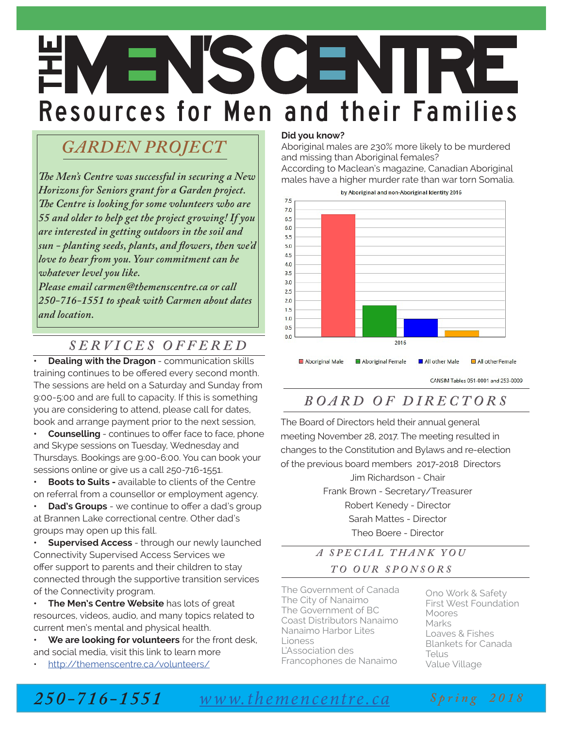# THE MEN'S CENTRE

Resources for Men and their Families

## GARDEN PROJECT

*The Men's Centre was successful in securing a New Horizons for Seniors grant for a Garden project. The Centre is looking for some volunteers who are 55 and older to help get the project growing! If you are interested in getting outdoors in the soil and sun – planting seeds, plants, and flowers, then we'd love to hear from you. Your commitment can be whatever level you like.*

*Please email carmen@themenscentre.ca or call 250-716-1551 to speak with Carmen about dates and location.*

## SERVICES OFFERED

- **Dealing with the Dragon** - communication skills training continues to be offered every second month. The sessions are held on a Saturday and Sunday from 9:00-5:00 and are full to capacity. If this is something you are considering to attend, please call for dates, book and arrange payment prior to the next session,
- **Counselling** - continues to offer face to face, phone and Skype sessions on Tuesday, Wednesday and Thursdays. Bookings are 9:00-6:00. You can book your sessions online or give us a call 250-716-1551.
- **Boots to Suits -** available to clients of the Centre on referral from a counsellor or employment agency.
- **Dad's Groups** - we continue to offer a dad's group at Brannen Lake correctional centre. Other dad's groups may open up this fall.
- **Supervised Access** - through our newly launched Connectivity Supervised Access Services we offer support to parents and their children to stay connected through the supportive transition services of the Connectivity program.
- **The Men's Centre Website** has lots of great resources, videos, audio, and many topics related to current men's mental and physical health.
- **We are looking for volunteers** for the front desk, and social media, visit this link to learn more
- http://themenscentre.ca/volunteers/

**Did you know?**

Aboriginal males are 230% more likely to be murdered and missing than Aboriginal females?

According to Maclean's magazine, Canadian Aboriginal males have a higher murder rate than war torn Somalia.

by Aboriginal and non-Aboriginal Identity 2016

7.5
7.0
6.5
6.0
5.5
5.0
4.5
4.0
3.5
3.0
2.5
2.0
1.5
1.0
0.5
0.0

2016

Aboriginal Male
Aboriginal Female
All other Male
All other Female

CANSIM Tables 051-0001 and 253-0009

## BOARD OF DIRECTORS

The Board of Directors held their annual general meeting November 28, 2017. The meeting resulted in changes to the Constitution and Bylaws and re-election of the previous board members 2017-2018 Directors

Jim Richardson - Chair
Frank Brown - Secretary/Treasurer
Robert Kenedy - Director
Sarah Mattes - Director
Theo Boere - Director

## A SPECIAL THANK YOU TO OUR SPONSORS

The Government of Canada
The City of Nanaimo
The Government of BC
Coast Distributors Nanaimo
Nanaimo Harbor Lites
Lioness
L'Association des Francophones de Nanaimo
Ono Work & Safety
First West Foundation
Moores
Marks
Loaves & Fishes
Blankets for Canada
Telus
Value Village

250-716-1551 www.themencentre.ca Spring 2018